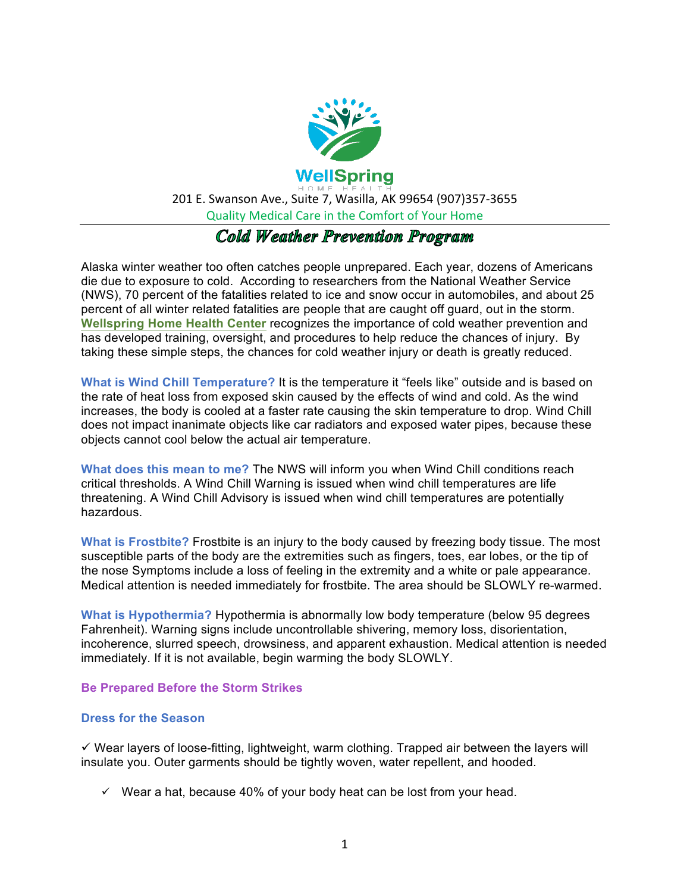WellSpring

HOME HEALTH

201 E. Swanson Ave., Suite 7, Wasilla, AK 99654 (907)357-3655

Quality Medical Care in the Comfort of Your Home

# Cold Weather Prevention Program

Alaska winter weather too often catches people unprepared. Each year, dozens of Americans die due to exposure to cold. According to researchers from the National Weather Service (NWS), 70 percent of the fatalities related to ice and snow occur in automobiles, and about 25 percent of all winter related fatalities are people that are caught off guard, out in the storm. **Wellspring Home Health Center** recognizes the importance of cold weather prevention and has developed training, oversight, and procedures to help reduce the chances of injury. By taking these simple steps, the chances for cold weather injury or death is greatly reduced.

**What is Wind Chill Temperature?** It is the temperature it "feels like" outside and is based on the rate of heat loss from exposed skin caused by the effects of wind and cold. As the wind increases, the body is cooled at a faster rate causing the skin temperature to drop. Wind Chill does not impact inanimate objects like car radiators and exposed water pipes, because these objects cannot cool below the actual air temperature.

**What does this mean to me?** The NWS will inform you when Wind Chill conditions reach critical thresholds. A Wind Chill Warning is issued when wind chill temperatures are life threatening. A Wind Chill Advisory is issued when wind chill temperatures are potentially hazardous.

**What is Frostbite?** Frostbite is an injury to the body caused by freezing body tissue. The most susceptible parts of the body are the extremities such as fingers, toes, ear lobes, or the tip of the nose Symptoms include a loss of feeling in the extremity and a white or pale appearance. Medical attention is needed immediately for frostbite. The area should be SLOWLY re-warmed.

**What is Hypothermia?** Hypothermia is abnormally low body temperature (below 95 degrees Fahrenheit). Warning signs include uncontrollable shivering, memory loss, disorientation, incoherence, slurred speech, drowsiness, and apparent exhaustion. Medical attention is needed immediately. If it is not available, begin warming the body SLOWLY.

## Be Prepared Before the Storm Strikes

### Dress for the Season

✓ Wear layers of loose-fitting, lightweight, warm clothing. Trapped air between the layers will insulate you. Outer garments should be tightly woven, water repellent, and hooded.

- ✓ Wear a hat, because 40% of your body heat can be lost from your head.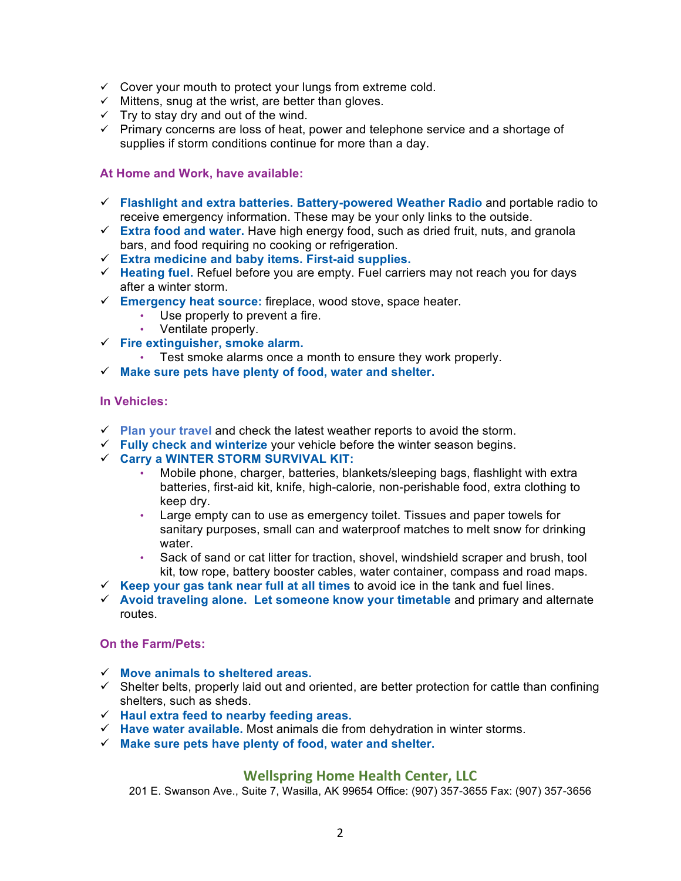- ✓ Cover your mouth to protect your lungs from extreme cold.
- ✓ Mittens, snug at the wrist, are better than gloves.
- ✓ Try to stay dry and out of the wind.
- ✓ Primary concerns are loss of heat, power and telephone service and a shortage of supplies if storm conditions continue for more than a day.

### At Home and Work, have available:

- ✓ **Flashlight and extra batteries. Battery-powered Weather Radio** and portable radio to receive emergency information. These may be your only links to the outside.
- ✓ **Extra food and water.** Have high energy food, such as dried fruit, nuts, and granola bars, and food requiring no cooking or refrigeration.
- ✓ **Extra medicine and baby items. First-aid supplies.**
- ✓ **Heating fuel.** Refuel before you are empty. Fuel carriers may not reach you for days after a winter storm.
- ✓ **Emergency heat source:** fireplace, wood stove, space heater.
    - Use properly to prevent a fire.
    - Ventilate properly.
- ✓ **Fire extinguisher, smoke alarm.**
    - Test smoke alarms once a month to ensure they work properly.
- ✓ **Make sure pets have plenty of food, water and shelter.**

### In Vehicles:

- ✓ **Plan your travel** and check the latest weather reports to avoid the storm.
- ✓ **Fully check and winterize** your vehicle before the winter season begins.
- ✓ **Carry a WINTER STORM SURVIVAL KIT:**
    - Mobile phone, charger, batteries, blankets/sleeping bags, flashlight with extra batteries, first-aid kit, knife, high-calorie, non-perishable food, extra clothing to keep dry.
    - Large empty can to use as emergency toilet. Tissues and paper towels for sanitary purposes, small can and waterproof matches to melt snow for drinking water.
    - Sack of sand or cat litter for traction, shovel, windshield scraper and brush, tool kit, tow rope, battery booster cables, water container, compass and road maps.
- ✓ **Keep your gas tank near full at all times** to avoid ice in the tank and fuel lines.
- ✓ **Avoid traveling alone. Let someone know your timetable** and primary and alternate routes.

### On the Farm/Pets:

- ✓ **Move animals to sheltered areas.**
- ✓ Shelter belts, properly laid out and oriented, are better protection for cattle than confining shelters, such as sheds.
- ✓ **Haul extra feed to nearby feeding areas.**
- ✓ **Have water available.** Most animals die from dehydration in winter storms.
- ✓ **Make sure pets have plenty of food, water and shelter.**

**Wellspring Home Health Center, LLC**

201 E. Swanson Ave., Suite 7, Wasilla, AK 99654 Office: (907) 357-3655 Fax: (907) 357-3656